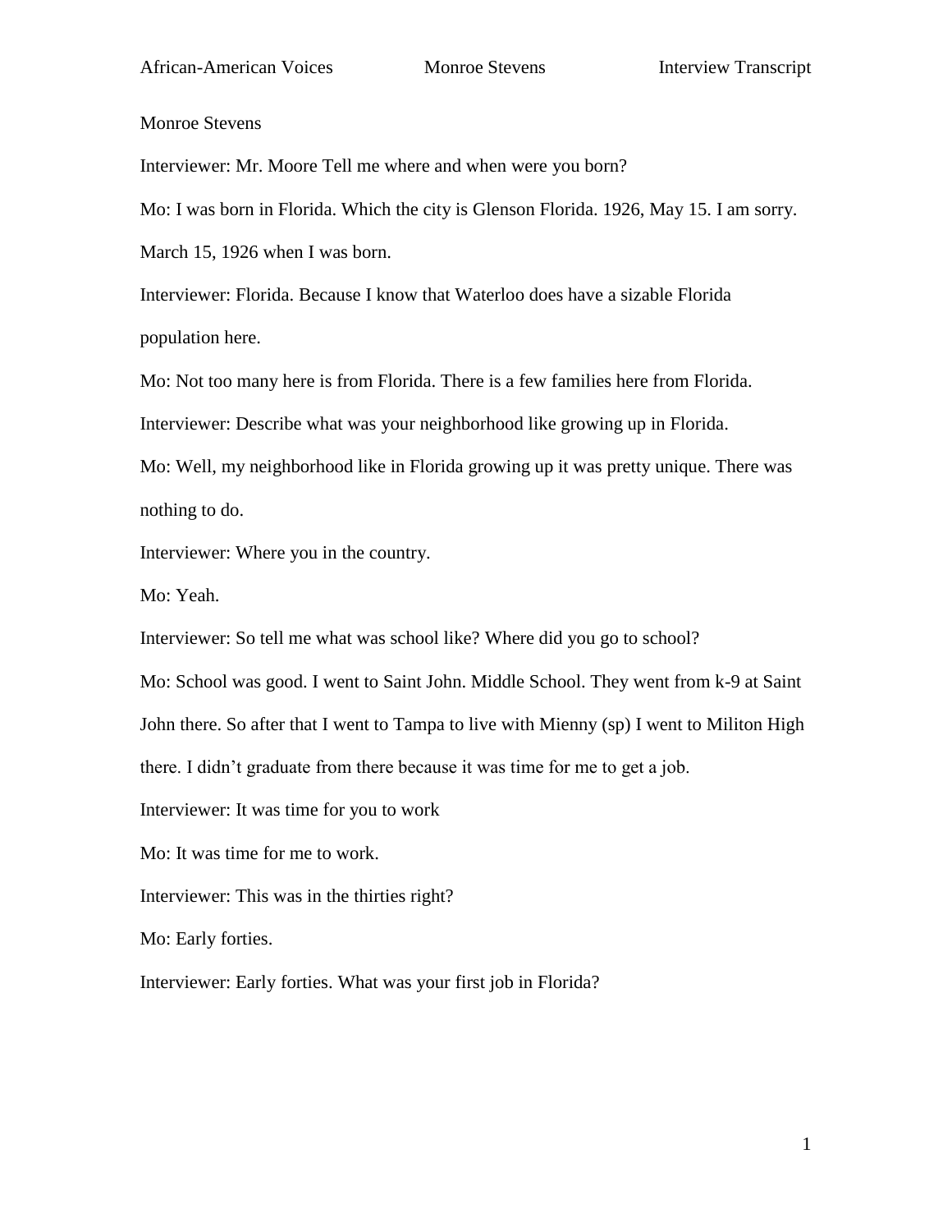Monroe Stevens

Interviewer: Mr. Moore Tell me where and when were you born?

Mo: I was born in Florida. Which the city is Glenson Florida. 1926, May 15. I am sorry. March 15, 1926 when I was born.

Interviewer: Florida. Because I know that Waterloo does have a sizable Florida population here.

Mo: Not too many here is from Florida. There is a few families here from Florida.

Interviewer: Describe what was your neighborhood like growing up in Florida.

Mo: Well, my neighborhood like in Florida growing up it was pretty unique. There was nothing to do.

Interviewer: Where you in the country.

Mo: Yeah.

Interviewer: So tell me what was school like? Where did you go to school?

Mo: School was good. I went to Saint John. Middle School. They went from k-9 at Saint John there. So after that I went to Tampa to live with Mienny (sp) I went to Militon High there. I didn't graduate from there because it was time for me to get a job.

Interviewer: It was time for you to work

Mo: It was time for me to work.

Interviewer: This was in the thirties right?

Mo: Early forties.

Interviewer: Early forties. What was your first job in Florida?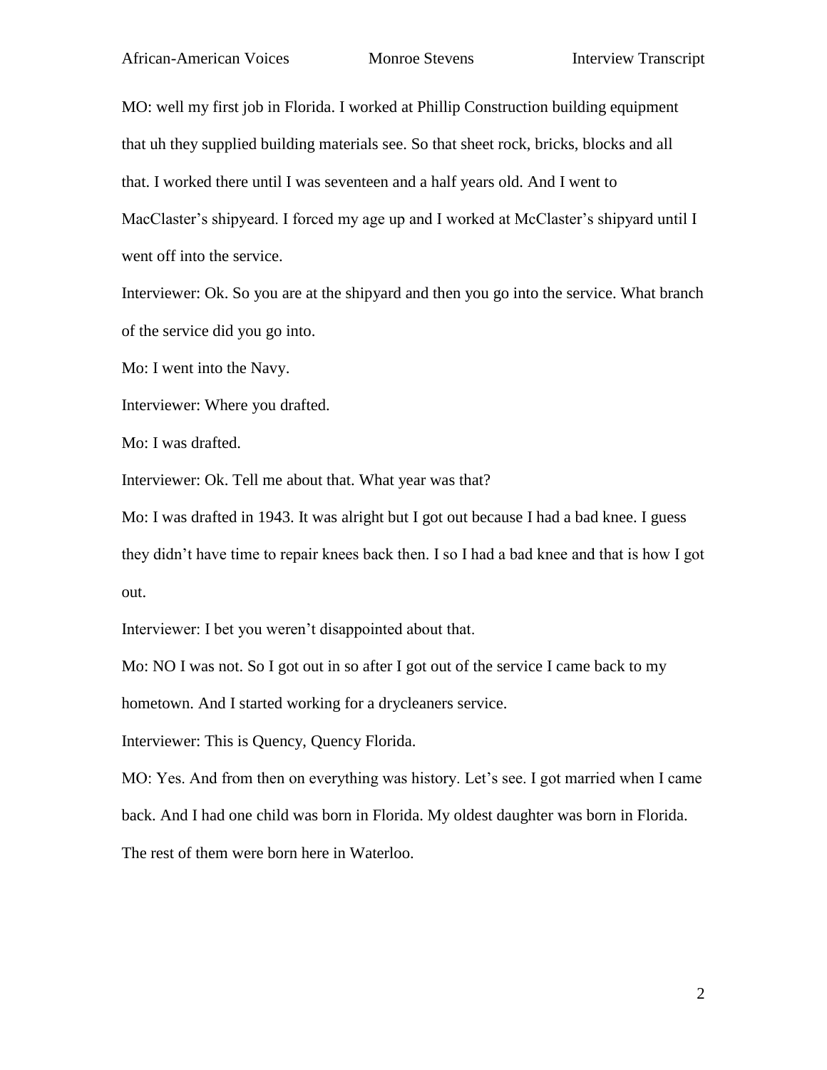MO: well my first job in Florida. I worked at Phillip Construction building equipment that uh they supplied building materials see. So that sheet rock, bricks, blocks and all that. I worked there until I was seventeen and a half years old. And I went to MacClaster's shipyeard. I forced my age up and I worked at McClaster's shipyard until I went off into the service.

Interviewer: Ok. So you are at the shipyard and then you go into the service. What branch of the service did you go into.

Mo: I went into the Navy.

Interviewer: Where you drafted.

Mo: I was drafted.

Interviewer: Ok. Tell me about that. What year was that?

Mo: I was drafted in 1943. It was alright but I got out because I had a bad knee. I guess they didn't have time to repair knees back then. I so I had a bad knee and that is how I got out.

Interviewer: I bet you weren't disappointed about that.

Mo: NO I was not. So I got out in so after I got out of the service I came back to my hometown. And I started working for a drycleaners service.

Interviewer: This is Quency, Quency Florida.

MO: Yes. And from then on everything was history. Let's see. I got married when I came back. And I had one child was born in Florida. My oldest daughter was born in Florida. The rest of them were born here in Waterloo.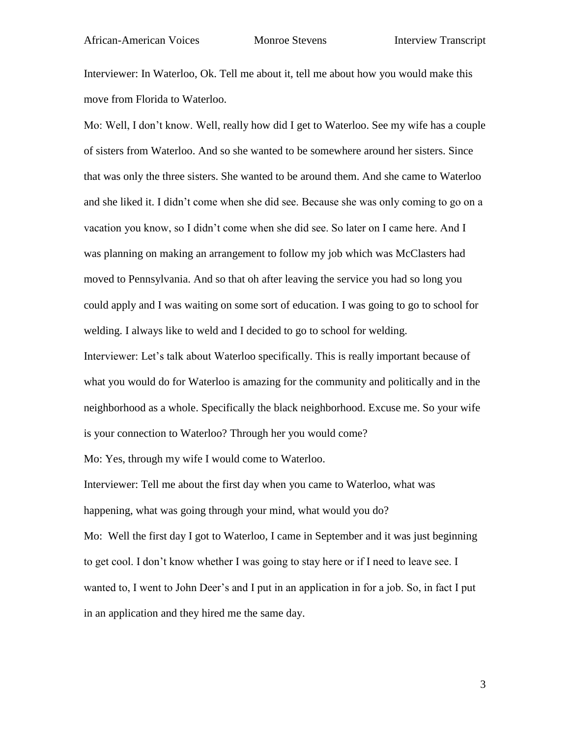Interviewer: In Waterloo, Ok. Tell me about it, tell me about how you would make this move from Florida to Waterloo.

Mo: Well, I don't know. Well, really how did I get to Waterloo. See my wife has a couple of sisters from Waterloo. And so she wanted to be somewhere around her sisters. Since that was only the three sisters. She wanted to be around them. And she came to Waterloo and she liked it. I didn't come when she did see. Because she was only coming to go on a vacation you know, so I didn't come when she did see. So later on I came here. And I was planning on making an arrangement to follow my job which was McClasters had moved to Pennsylvania. And so that oh after leaving the service you had so long you could apply and I was waiting on some sort of education. I was going to go to school for welding. I always like to weld and I decided to go to school for welding.

Interviewer: Let's talk about Waterloo specifically. This is really important because of what you would do for Waterloo is amazing for the community and politically and in the neighborhood as a whole. Specifically the black neighborhood. Excuse me. So your wife is your connection to Waterloo? Through her you would come?

Mo: Yes, through my wife I would come to Waterloo.

Interviewer: Tell me about the first day when you came to Waterloo, what was happening, what was going through your mind, what would you do?

Mo: Well the first day I got to Waterloo, I came in September and it was just beginning to get cool. I don't know whether I was going to stay here or if I need to leave see. I wanted to, I went to John Deer's and I put in an application in for a job. So, in fact I put in an application and they hired me the same day.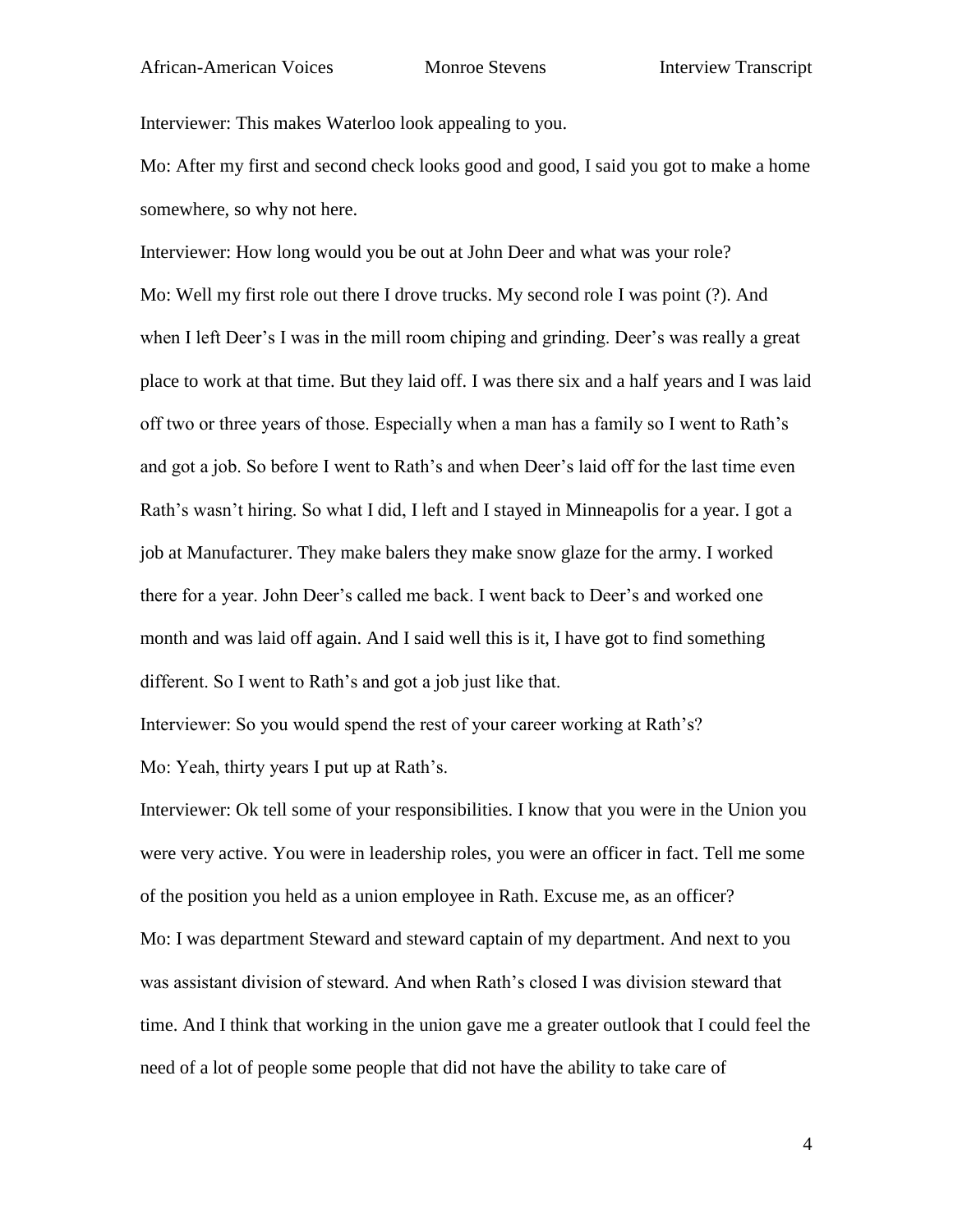Interviewer: This makes Waterloo look appealing to you.

Mo: After my first and second check looks good and good, I said you got to make a home somewhere, so why not here.

Interviewer: How long would you be out at John Deer and what was your role?

Mo: Well my first role out there I drove trucks. My second role I was point (?). And when I left Deer's I was in the mill room chiping and grinding. Deer's was really a great place to work at that time. But they laid off. I was there six and a half years and I was laid off two or three years of those. Especially when a man has a family so I went to Rath's and got a job. So before I went to Rath's and when Deer's laid off for the last time even Rath's wasn't hiring. So what I did, I left and I stayed in Minneapolis for a year. I got a job at Manufacturer. They make balers they make snow glaze for the army. I worked there for a year. John Deer's called me back. I went back to Deer's and worked one month and was laid off again. And I said well this is it, I have got to find something different. So I went to Rath's and got a job just like that.

Interviewer: So you would spend the rest of your career working at Rath's?

Mo: Yeah, thirty years I put up at Rath's.

Interviewer: Ok tell some of your responsibilities. I know that you were in the Union you were very active. You were in leadership roles, you were an officer in fact. Tell me some of the position you held as a union employee in Rath. Excuse me, as an officer?

Mo: I was department Steward and steward captain of my department. And next to you was assistant division of steward. And when Rath's closed I was division steward that time. And I think that working in the union gave me a greater outlook that I could feel the need of a lot of people some people that did not have the ability to take care of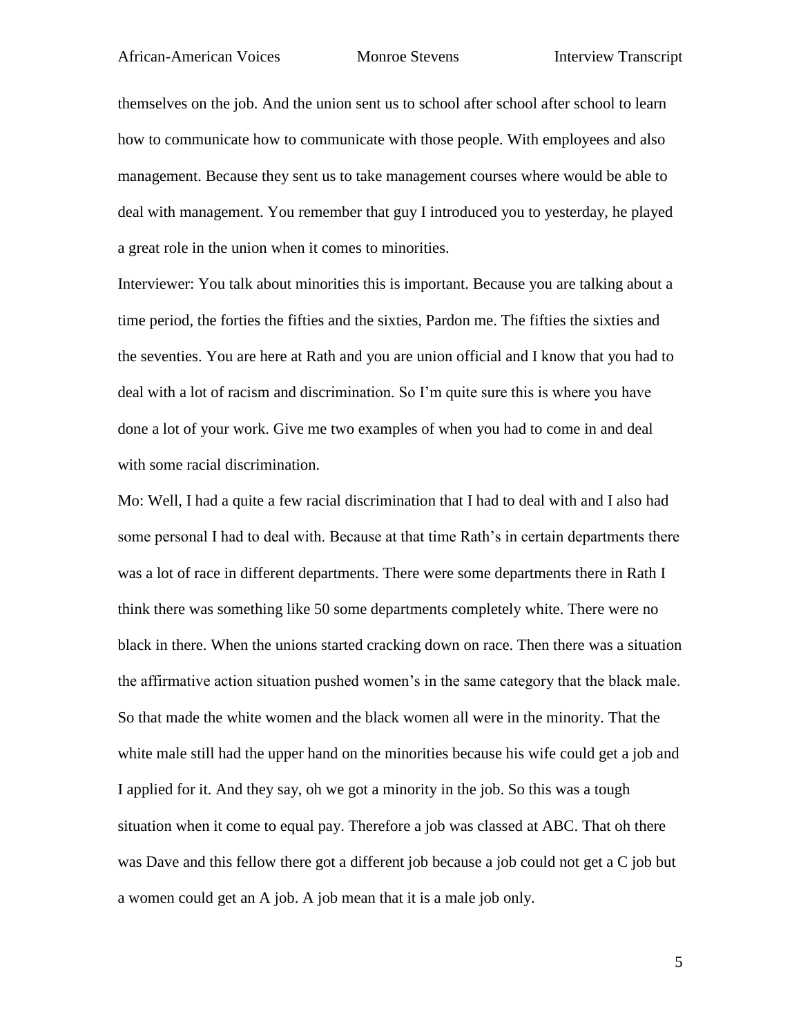themselves on the job. And the union sent us to school after school after school to learn how to communicate how to communicate with those people. With employees and also management. Because they sent us to take management courses where would be able to deal with management. You remember that guy I introduced you to yesterday, he played a great role in the union when it comes to minorities.

Interviewer: You talk about minorities this is important. Because you are talking about a time period, the forties the fifties and the sixties, Pardon me. The fifties the sixties and the seventies. You are here at Rath and you are union official and I know that you had to deal with a lot of racism and discrimination. So I'm quite sure this is where you have done a lot of your work. Give me two examples of when you had to come in and deal with some racial discrimination.

Mo: Well, I had a quite a few racial discrimination that I had to deal with and I also had some personal I had to deal with. Because at that time Rath's in certain departments there was a lot of race in different departments. There were some departments there in Rath I think there was something like 50 some departments completely white. There were no black in there. When the unions started cracking down on race. Then there was a situation the affirmative action situation pushed women's in the same category that the black male. So that made the white women and the black women all were in the minority. That the white male still had the upper hand on the minorities because his wife could get a job and I applied for it. And they say, oh we got a minority in the job. So this was a tough situation when it come to equal pay. Therefore a job was classed at ABC. That oh there was Dave and this fellow there got a different job because a job could not get a C job but a women could get an A job. A job mean that it is a male job only.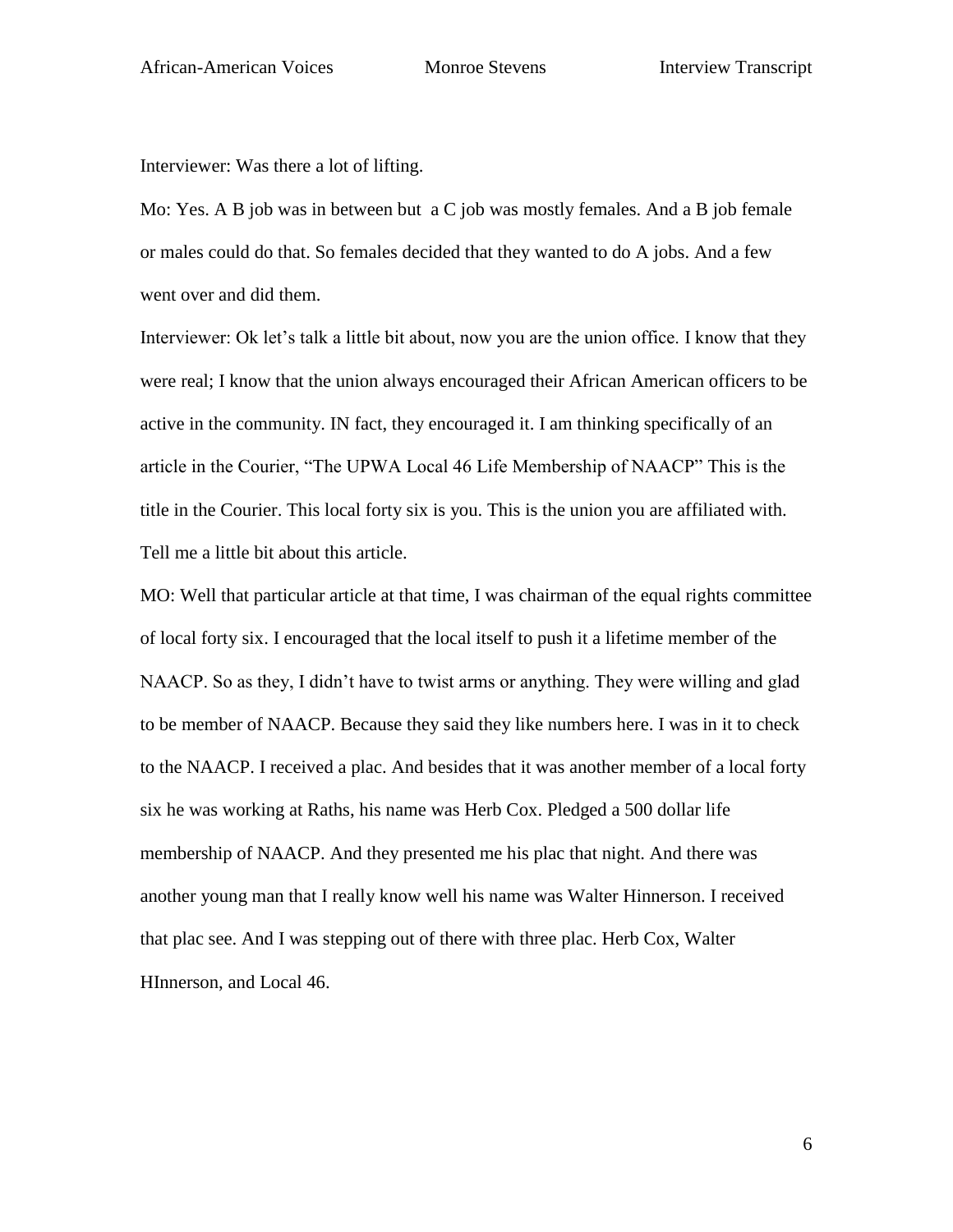Interviewer: Was there a lot of lifting.

Mo: Yes. A B job was in between but  a C job was mostly females. And a B job female or males could do that. So females decided that they wanted to do A jobs. And a few went over and did them.

Interviewer: Ok let's talk a little bit about, now you are the union office. I know that they were real; I know that the union always encouraged their African American officers to be active in the community. IN fact, they encouraged it. I am thinking specifically of an article in the Courier, "The UPWA Local 46 Life Membership of NAACP" This is the title in the Courier. This local forty six is you. This is the union you are affiliated with. Tell me a little bit about this article.

MO: Well that particular article at that time, I was chairman of the equal rights committee of local forty six. I encouraged that the local itself to push it a lifetime member of the NAACP. So as they, I didn't have to twist arms or anything. They were willing and glad to be member of NAACP. Because they said they like numbers here. I was in it to check to the NAACP. I received a plac. And besides that it was another member of a local forty six he was working at Raths, his name was Herb Cox. Pledged a 500 dollar life membership of NAACP. And they presented me his plac that night. And there was another young man that I really know well his name was Walter Hinnerson. I received that plac see. And I was stepping out of there with three plac. Herb Cox, Walter HInnerson, and Local 46.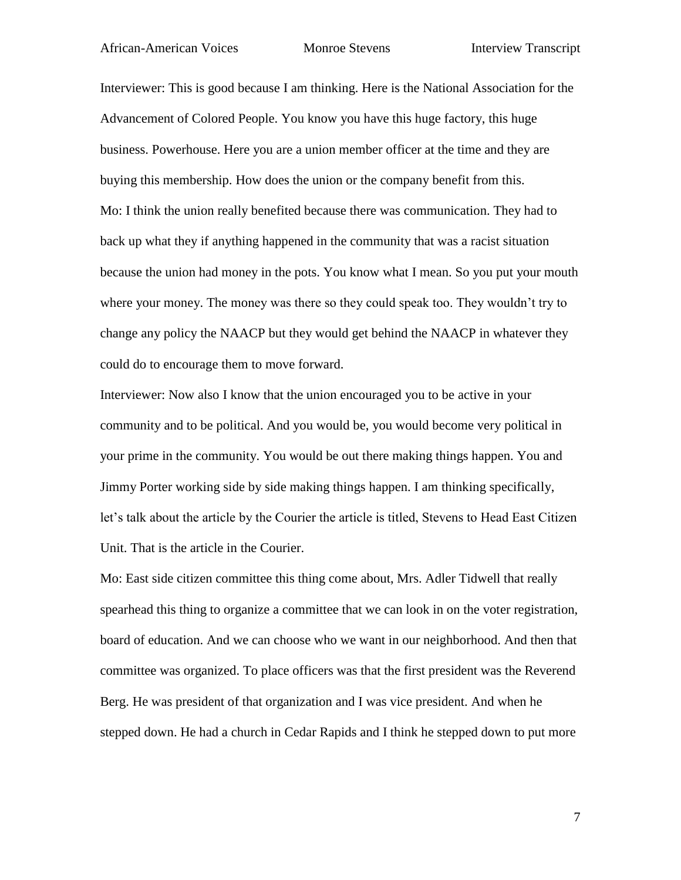Interviewer: This is good because I am thinking. Here is the National Association for the Advancement of Colored People. You know you have this huge factory, this huge business. Powerhouse. Here you are a union member officer at the time and they are buying this membership. How does the union or the company benefit from this.

Mo: I think the union really benefited because there was communication. They had to back up what they if anything happened in the community that was a racist situation because the union had money in the pots. You know what I mean. So you put your mouth where your money. The money was there so they could speak too. They wouldn't try to change any policy the NAACP but they would get behind the NAACP in whatever they could do to encourage them to move forward.

Interviewer: Now also I know that the union encouraged you to be active in your community and to be political. And you would be, you would become very political in your prime in the community. You would be out there making things happen. You and Jimmy Porter working side by side making things happen. I am thinking specifically, let's talk about the article by the Courier the article is titled, Stevens to Head East Citizen Unit. That is the article in the Courier.

Mo: East side citizen committee this thing come about, Mrs. Adler Tidwell that really spearhead this thing to organize a committee that we can look in on the voter registration, board of education. And we can choose who we want in our neighborhood. And then that committee was organized. To place officers was that the first president was the Reverend Berg. He was president of that organization and I was vice president. And when he stepped down. He had a church in Cedar Rapids and I think he stepped down to put more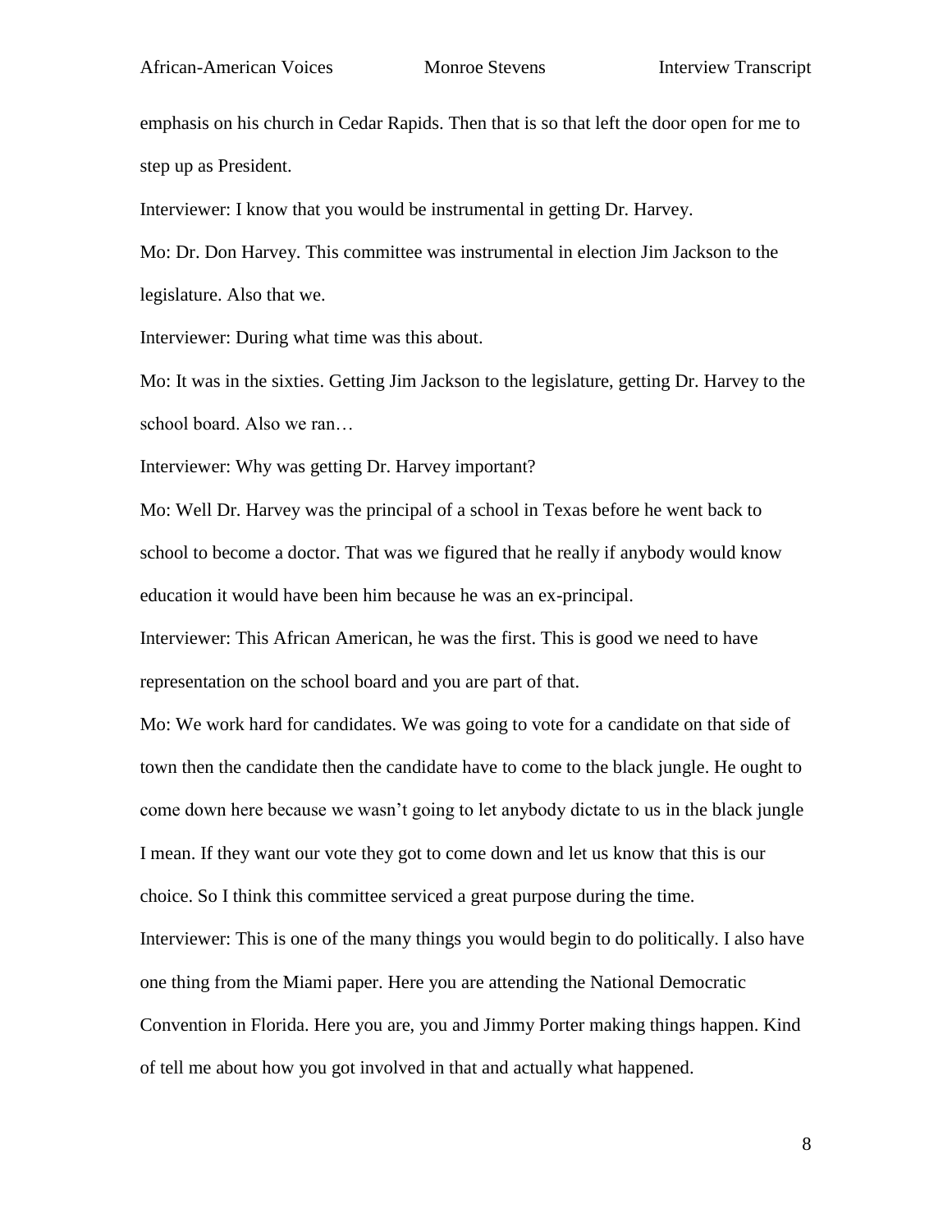emphasis on his church in Cedar Rapids. Then that is so that left the door open for me to step up as President.

Interviewer: I know that you would be instrumental in getting Dr. Harvey.

Mo: Dr. Don Harvey. This committee was instrumental in election Jim Jackson to the legislature. Also that we.

Interviewer: During what time was this about.

Mo: It was in the sixties. Getting Jim Jackson to the legislature, getting Dr. Harvey to the school board. Also we ran…

Interviewer: Why was getting Dr. Harvey important?

Mo: Well Dr. Harvey was the principal of a school in Texas before he went back to school to become a doctor. That was we figured that he really if anybody would know education it would have been him because he was an ex-principal.

Interviewer: This African American, he was the first. This is good we need to have representation on the school board and you are part of that.

Mo: We work hard for candidates. We was going to vote for a candidate on that side of town then the candidate then the candidate have to come to the black jungle. He ought to come down here because we wasn't going to let anybody dictate to us in the black jungle I mean. If they want our vote they got to come down and let us know that this is our choice. So I think this committee serviced a great purpose during the time.

Interviewer: This is one of the many things you would begin to do politically. I also have one thing from the Miami paper. Here you are attending the National Democratic Convention in Florida. Here you are, you and Jimmy Porter making things happen. Kind of tell me about how you got involved in that and actually what happened.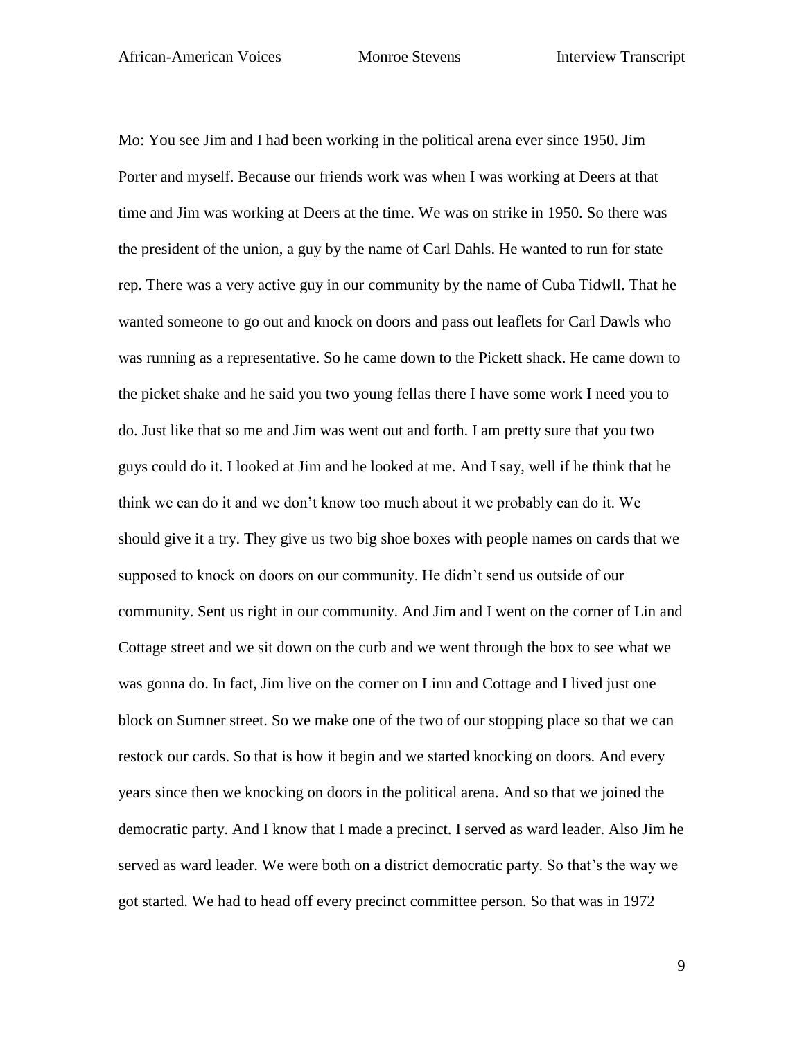Mo: You see Jim and I had been working in the political arena ever since 1950. Jim Porter and myself. Because our friends work was when I was working at Deers at that time and Jim was working at Deers at the time. We was on strike in 1950. So there was the president of the union, a guy by the name of Carl Dahls. He wanted to run for state rep. There was a very active guy in our community by the name of Cuba Tidwll. That he wanted someone to go out and knock on doors and pass out leaflets for Carl Dawls who was running as a representative. So he came down to the Pickett shack. He came down to the picket shake and he said you two young fellas there I have some work I need you to do. Just like that so me and Jim was went out and forth. I am pretty sure that you two guys could do it. I looked at Jim and he looked at me. And I say, well if he think that he think we can do it and we don't know too much about it we probably can do it. We should give it a try. They give us two big shoe boxes with people names on cards that we supposed to knock on doors on our community. He didn't send us outside of our community. Sent us right in our community. And Jim and I went on the corner of Lin and Cottage street and we sit down on the curb and we went through the box to see what we was gonna do. In fact, Jim live on the corner on Linn and Cottage and I lived just one block on Sumner street. So we make one of the two of our stopping place so that we can restock our cards. So that is how it begin and we started knocking on doors. And every years since then we knocking on doors in the political arena. And so that we joined the democratic party. And I know that I made a precinct. I served as ward leader. Also Jim he served as ward leader. We were both on a district democratic party. So that's the way we got started. We had to head off every precinct committee person. So that was in 1972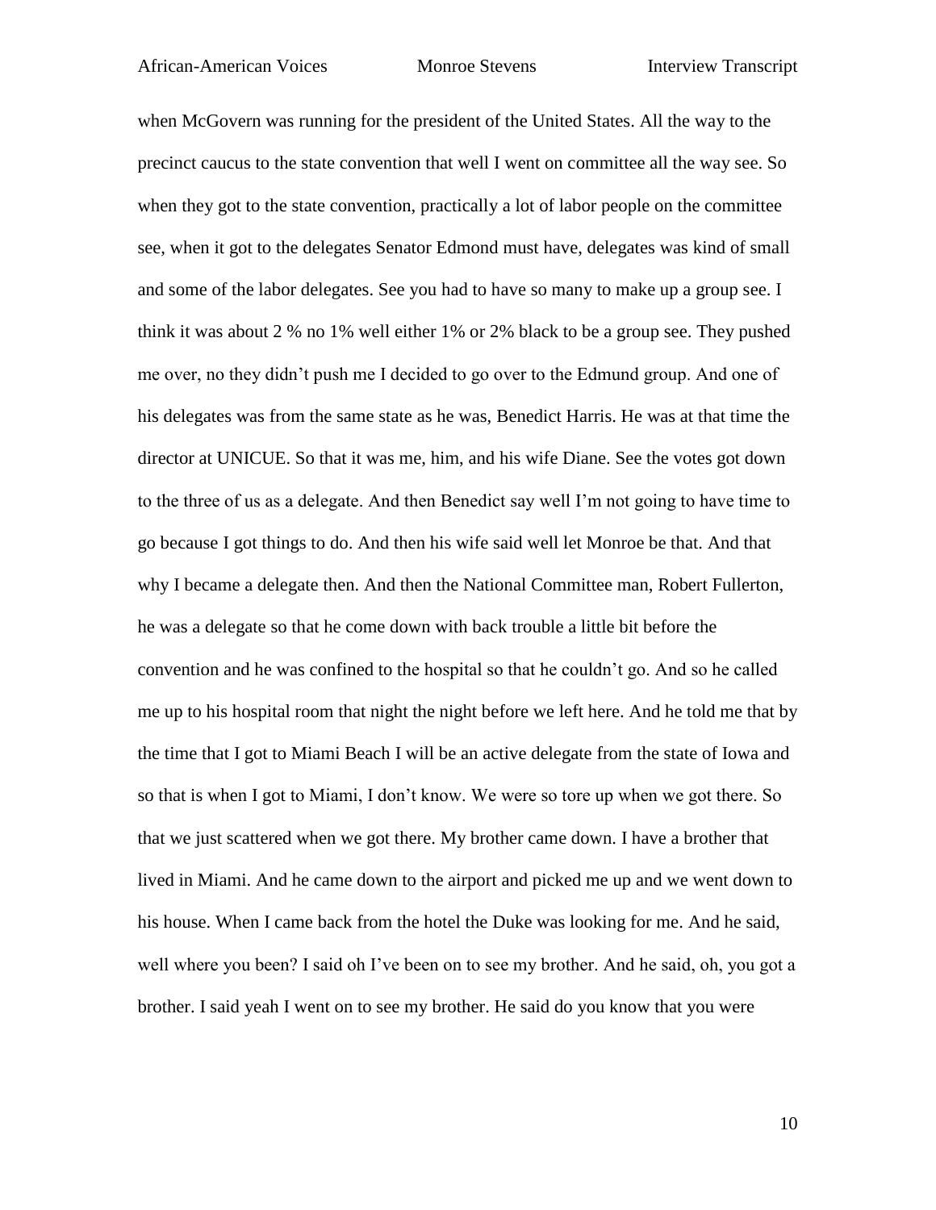when McGovern was running for the president of the United States. All the way to the precinct caucus to the state convention that well I went on committee all the way see. So when they got to the state convention, practically a lot of labor people on the committee see, when it got to the delegates Senator Edmond must have, delegates was kind of small and some of the labor delegates. See you had to have so many to make up a group see. I think it was about 2 % no 1% well either 1% or 2% black to be a group see. They pushed me over, no they didn't push me I decided to go over to the Edmund group. And one of his delegates was from the same state as he was, Benedict Harris. He was at that time the director at UNICUE. So that it was me, him, and his wife Diane. See the votes got down to the three of us as a delegate. And then Benedict say well I'm not going to have time to go because I got things to do. And then his wife said well let Monroe be that. And that why I became a delegate then. And then the National Committee man, Robert Fullerton, he was a delegate so that he come down with back trouble a little bit before the convention and he was confined to the hospital so that he couldn't go. And so he called me up to his hospital room that night the night before we left here. And he told me that by the time that I got to Miami Beach I will be an active delegate from the state of Iowa and so that is when I got to Miami, I don't know. We were so tore up when we got there. So that we just scattered when we got there. My brother came down. I have a brother that lived in Miami. And he came down to the airport and picked me up and we went down to his house. When I came back from the hotel the Duke was looking for me. And he said, well where you been? I said oh I've been on to see my brother. And he said, oh, you got a brother. I said yeah I went on to see my brother. He said do you know that you were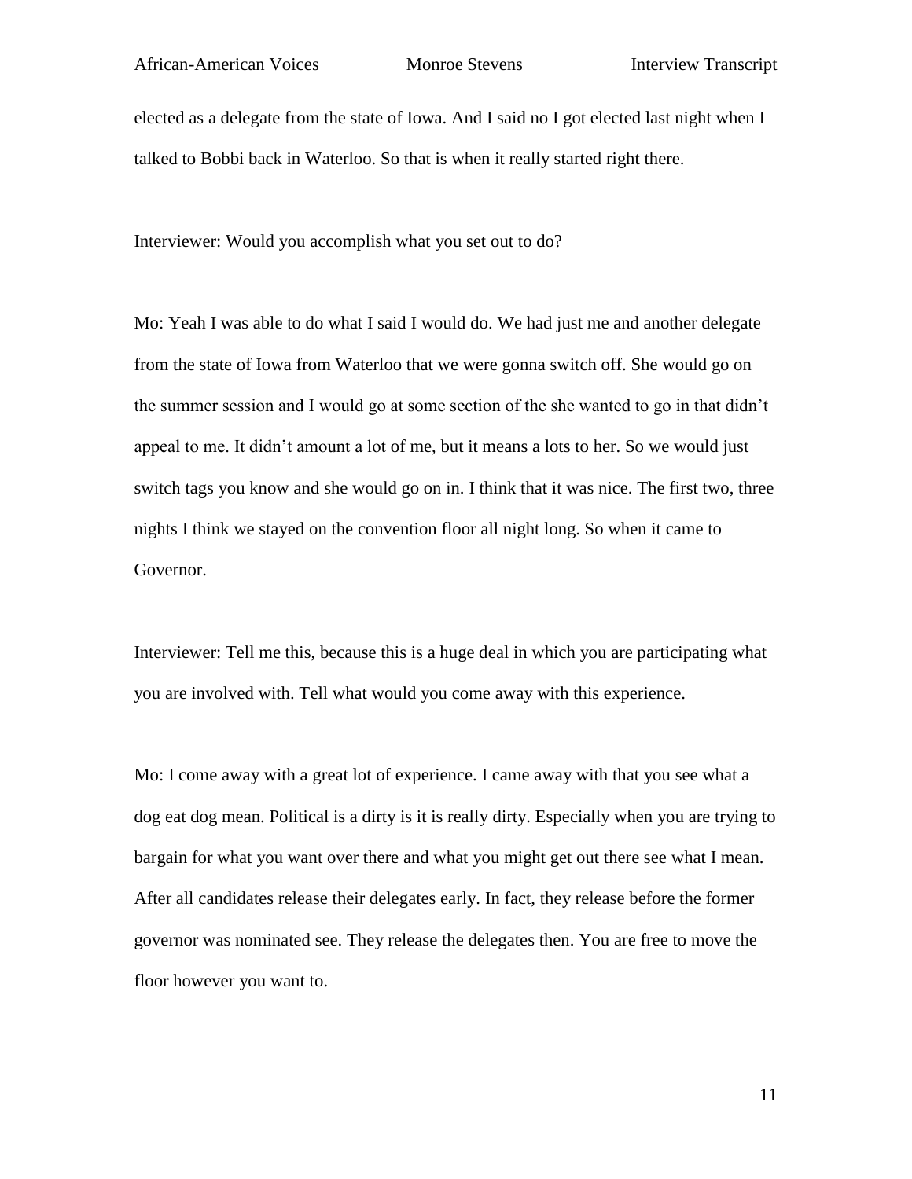elected as a delegate from the state of Iowa. And I said no I got elected last night when I talked to Bobbi back in Waterloo. So that is when it really started right there.

Interviewer: Would you accomplish what you set out to do?

Mo: Yeah I was able to do what I said I would do. We had just me and another delegate from the state of Iowa from Waterloo that we were gonna switch off. She would go on the summer session and I would go at some section of the she wanted to go in that didn't appeal to me. It didn't amount a lot of me, but it means a lots to her. So we would just switch tags you know and she would go on in. I think that it was nice. The first two, three nights I think we stayed on the convention floor all night long. So when it came to Governor.

Interviewer: Tell me this, because this is a huge deal in which you are participating what you are involved with. Tell what would you come away with this experience.

Mo: I come away with a great lot of experience. I came away with that you see what a dog eat dog mean. Political is a dirty is it is really dirty. Especially when you are trying to bargain for what you want over there and what you might get out there see what I mean. After all candidates release their delegates early. In fact, they release before the former governor was nominated see. They release the delegates then. You are free to move the floor however you want to.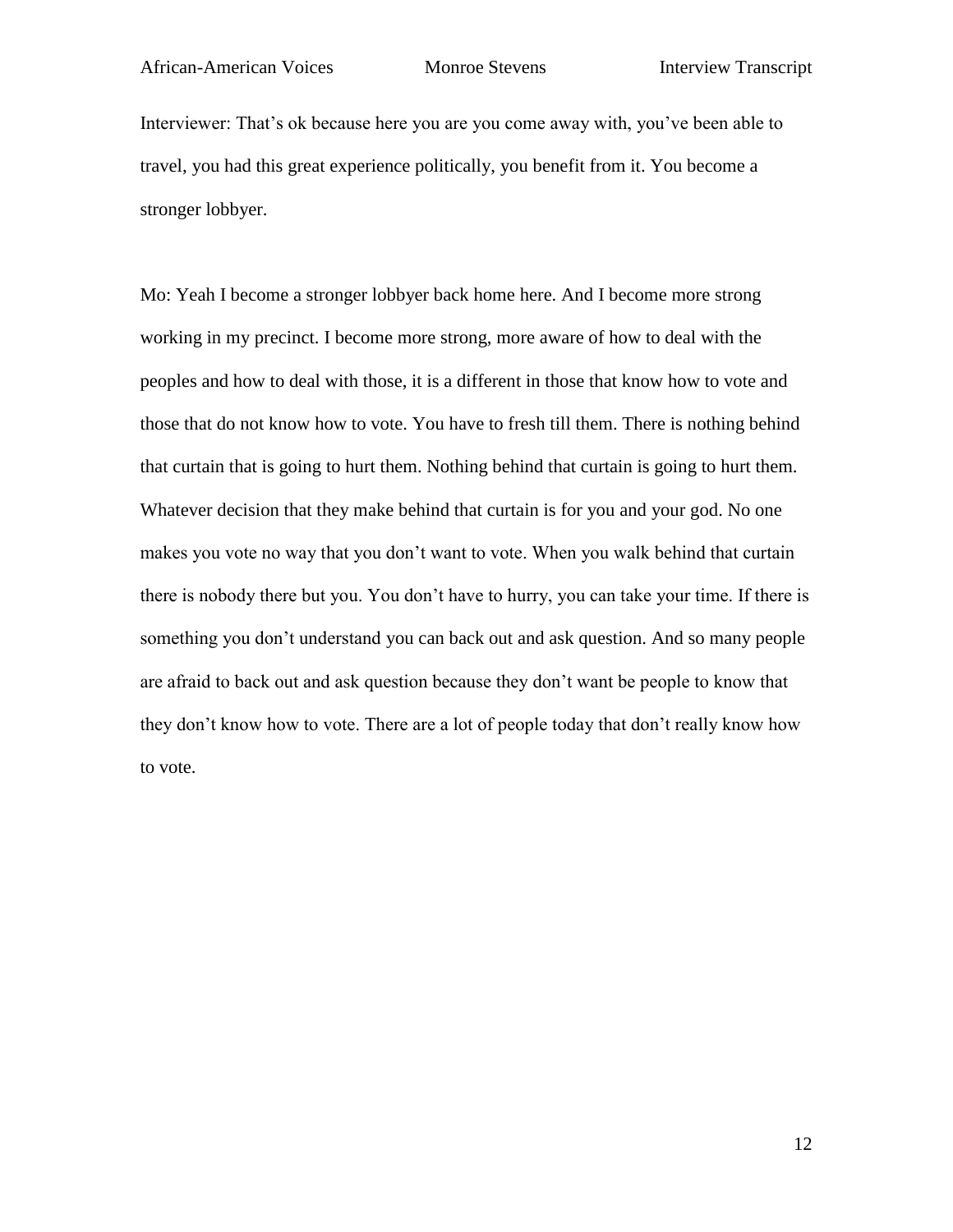Interviewer: That's ok because here you are you come away with, you've been able to travel, you had this great experience politically, you benefit from it. You become a stronger lobbyer.

Mo: Yeah I become a stronger lobbyer back home here. And I become more strong working in my precinct. I become more strong, more aware of how to deal with the peoples and how to deal with those, it is a different in those that know how to vote and those that do not know how to vote. You have to fresh till them. There is nothing behind that curtain that is going to hurt them. Nothing behind that curtain is going to hurt them. Whatever decision that they make behind that curtain is for you and your god. No one makes you vote no way that you don't want to vote. When you walk behind that curtain there is nobody there but you. You don't have to hurry, you can take your time. If there is something you don't understand you can back out and ask question. And so many people are afraid to back out and ask question because they don't want be people to know that they don't know how to vote. There are a lot of people today that don't really know how to vote.